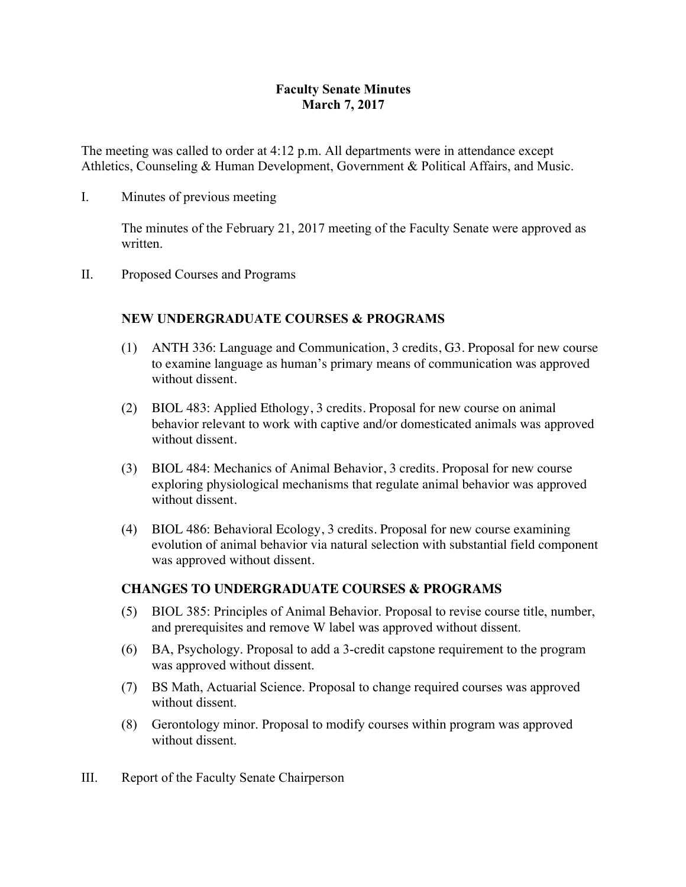# Faculty Senate Minutes
## March 7, 2017

The meeting was called to order at 4:12 p.m. All departments were in attendance except Athletics, Counseling & Human Development, Government & Political Affairs, and Music.

I. Minutes of previous meeting

The minutes of the February 21, 2017 meeting of the Faculty Senate were approved as written.

II. Proposed Courses and Programs

### NEW UNDERGRADUATE COURSES & PROGRAMS

(1) ANTH 336: Language and Communication, 3 credits, G3. Proposal for new course to examine language as human's primary means of communication was approved without dissent.

(2) BIOL 483: Applied Ethology, 3 credits. Proposal for new course on animal behavior relevant to work with captive and/or domesticated animals was approved without dissent.

(3) BIOL 484: Mechanics of Animal Behavior, 3 credits. Proposal for new course exploring physiological mechanisms that regulate animal behavior was approved without dissent.

(4) BIOL 486: Behavioral Ecology, 3 credits. Proposal for new course examining evolution of animal behavior via natural selection with substantial field component was approved without dissent.

### CHANGES TO UNDERGRADUATE COURSES & PROGRAMS

(5) BIOL 385: Principles of Animal Behavior. Proposal to revise course title, number, and prerequisites and remove W label was approved without dissent.

(6) BA, Psychology. Proposal to add a 3-credit capstone requirement to the program was approved without dissent.

(7) BS Math, Actuarial Science. Proposal to change required courses was approved without dissent.

(8) Gerontology minor. Proposal to modify courses within program was approved without dissent.

III. Report of the Faculty Senate Chairperson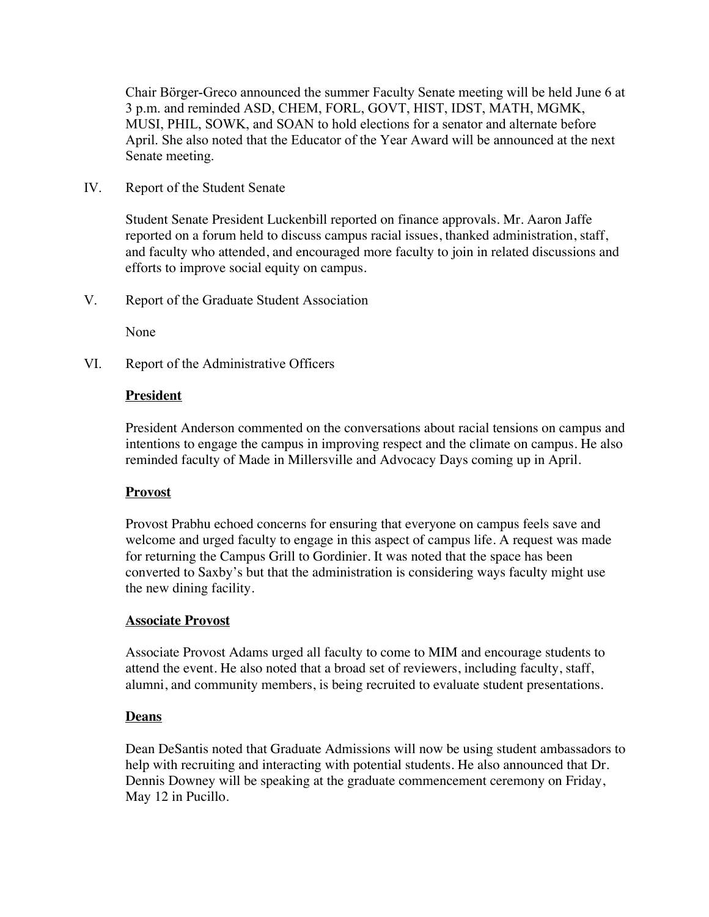Chair Börger-Greco announced the summer Faculty Senate meeting will be held June 6 at 3 p.m. and reminded ASD, CHEM, FORL, GOVT, HIST, IDST, MATH, MGMK, MUSI, PHIL, SOWK, and SOAN to hold elections for a senator and alternate before April. She also noted that the Educator of the Year Award will be announced at the next Senate meeting.

IV. Report of the Student Senate

Student Senate President Luckenbill reported on finance approvals. Mr. Aaron Jaffe reported on a forum held to discuss campus racial issues, thanked administration, staff, and faculty who attended, and encouraged more faculty to join in related discussions and efforts to improve social equity on campus.

V. Report of the Graduate Student Association

None

VI. Report of the Administrative Officers

**President**

President Anderson commented on the conversations about racial tensions on campus and intentions to engage the campus in improving respect and the climate on campus. He also reminded faculty of Made in Millersville and Advocacy Days coming up in April.

**Provost**

Provost Prabhu echoed concerns for ensuring that everyone on campus feels save and welcome and urged faculty to engage in this aspect of campus life. A request was made for returning the Campus Grill to Gordinier. It was noted that the space has been converted to Saxby's but that the administration is considering ways faculty might use the new dining facility.

**Associate Provost**

Associate Provost Adams urged all faculty to come to MIM and encourage students to attend the event. He also noted that a broad set of reviewers, including faculty, staff, alumni, and community members, is being recruited to evaluate student presentations.

**Deans**

Dean DeSantis noted that Graduate Admissions will now be using student ambassadors to help with recruiting and interacting with potential students. He also announced that Dr. Dennis Downey will be speaking at the graduate commencement ceremony on Friday, May 12 in Pucillo.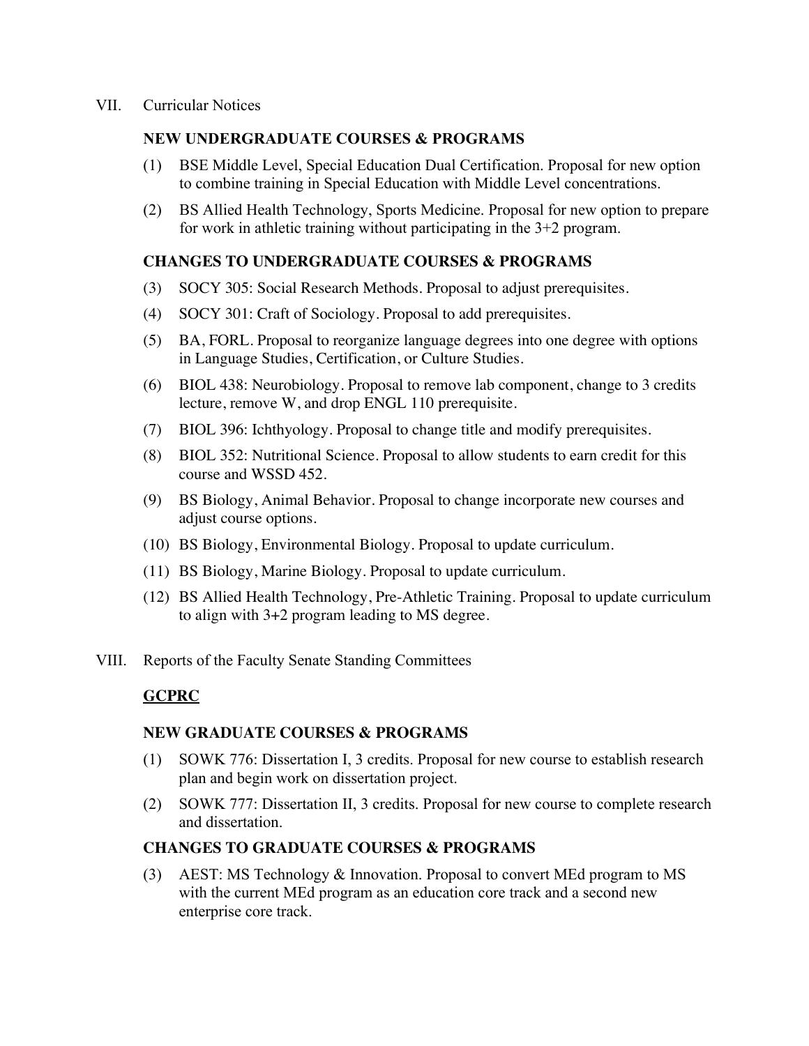VII. Curricular Notices

**NEW UNDERGRADUATE COURSES & PROGRAMS**

(1) BSE Middle Level, Special Education Dual Certification. Proposal for new option to combine training in Special Education with Middle Level concentrations.

(2) BS Allied Health Technology, Sports Medicine. Proposal for new option to prepare for work in athletic training without participating in the 3+2 program.

**CHANGES TO UNDERGRADUATE COURSES & PROGRAMS**

(3) SOCY 305: Social Research Methods. Proposal to adjust prerequisites.

(4) SOCY 301: Craft of Sociology. Proposal to add prerequisites.

(5) BA, FORL. Proposal to reorganize language degrees into one degree with options in Language Studies, Certification, or Culture Studies.

(6) BIOL 438: Neurobiology. Proposal to remove lab component, change to 3 credits lecture, remove W, and drop ENGL 110 prerequisite.

(7) BIOL 396: Ichthyology. Proposal to change title and modify prerequisites.

(8) BIOL 352: Nutritional Science. Proposal to allow students to earn credit for this course and WSSD 452.

(9) BS Biology, Animal Behavior. Proposal to change incorporate new courses and adjust course options.

(10) BS Biology, Environmental Biology. Proposal to update curriculum.

(11) BS Biology, Marine Biology. Proposal to update curriculum.

(12) BS Allied Health Technology, Pre-Athletic Training. Proposal to update curriculum to align with 3+2 program leading to MS degree.

VIII. Reports of the Faculty Senate Standing Committees

**GCPRC**

**NEW GRADUATE COURSES & PROGRAMS**

(1) SOWK 776: Dissertation I, 3 credits. Proposal for new course to establish research plan and begin work on dissertation project.

(2) SOWK 777: Dissertation II, 3 credits. Proposal for new course to complete research and dissertation.

**CHANGES TO GRADUATE COURSES & PROGRAMS**

(3) AEST: MS Technology & Innovation. Proposal to convert MEd program to MS with the current MEd program as an education core track and a second new enterprise core track.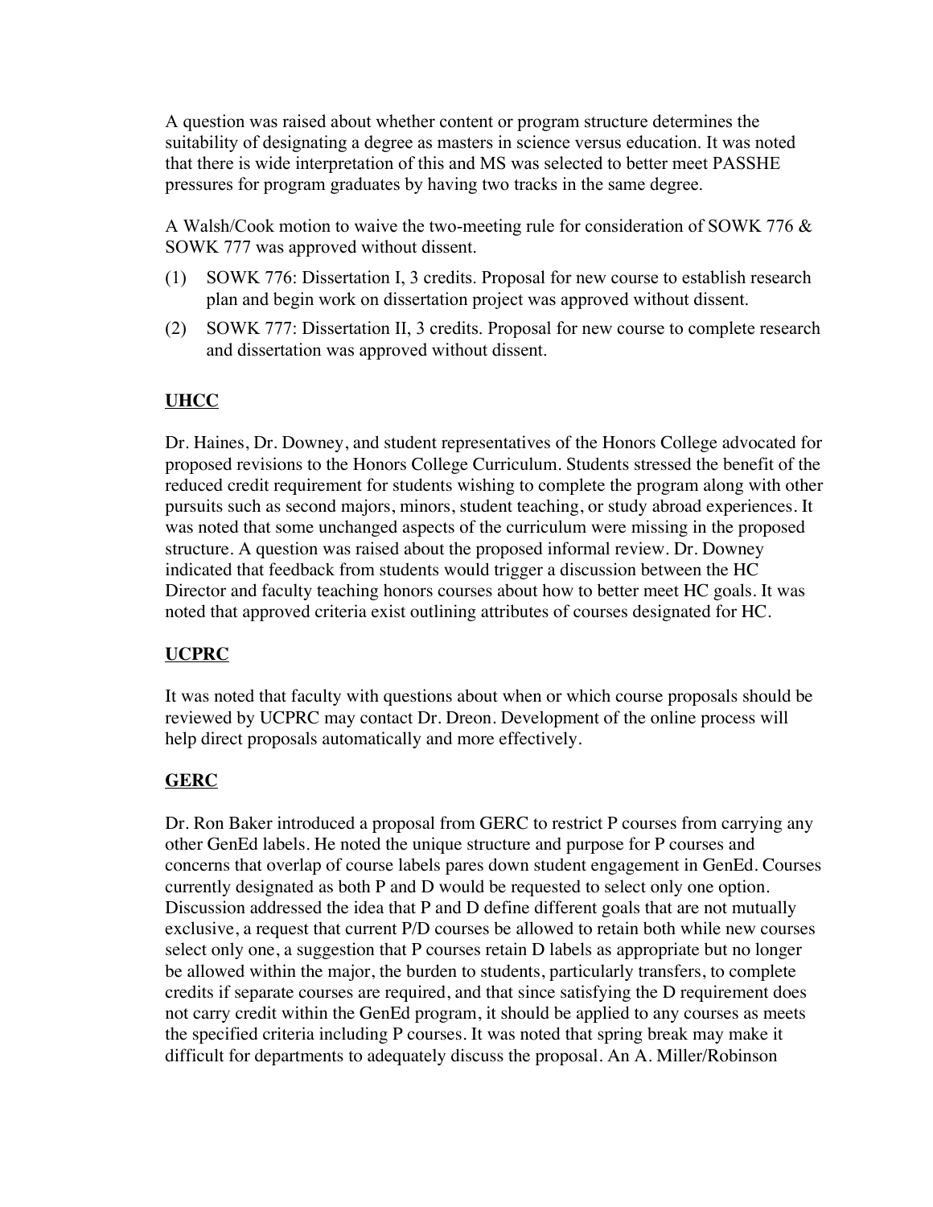A question was raised about whether content or program structure determines the suitability of designating a degree as masters in science versus education. It was noted that there is wide interpretation of this and MS was selected to better meet PASSHE pressures for program graduates by having two tracks in the same degree.

A Walsh/Cook motion to waive the two-meeting rule for consideration of SOWK 776 & SOWK 777 was approved without dissent.

(1) SOWK 776: Dissertation I, 3 credits. Proposal for new course to establish research plan and begin work on dissertation project was approved without dissent.

(2) SOWK 777: Dissertation II, 3 credits. Proposal for new course to complete research and dissertation was approved without dissent.

## UHCC

Dr. Haines, Dr. Downey, and student representatives of the Honors College advocated for proposed revisions to the Honors College Curriculum. Students stressed the benefit of the reduced credit requirement for students wishing to complete the program along with other pursuits such as second majors, minors, student teaching, or study abroad experiences. It was noted that some unchanged aspects of the curriculum were missing in the proposed structure. A question was raised about the proposed informal review. Dr. Downey indicated that feedback from students would trigger a discussion between the HC Director and faculty teaching honors courses about how to better meet HC goals. It was noted that approved criteria exist outlining attributes of courses designated for HC.

## UCPRC

It was noted that faculty with questions about when or which course proposals should be reviewed by UCPRC may contact Dr. Dreon. Development of the online process will help direct proposals automatically and more effectively.

## GERC

Dr. Ron Baker introduced a proposal from GERC to restrict P courses from carrying any other GenEd labels. He noted the unique structure and purpose for P courses and concerns that overlap of course labels pares down student engagement in GenEd. Courses currently designated as both P and D would be requested to select only one option. Discussion addressed the idea that P and D define different goals that are not mutually exclusive, a request that current P/D courses be allowed to retain both while new courses select only one, a suggestion that P courses retain D labels as appropriate but no longer be allowed within the major, the burden to students, particularly transfers, to complete credits if separate courses are required, and that since satisfying the D requirement does not carry credit within the GenEd program, it should be applied to any courses as meets the specified criteria including P courses. It was noted that spring break may make it difficult for departments to adequately discuss the proposal. An A. Miller/Robinson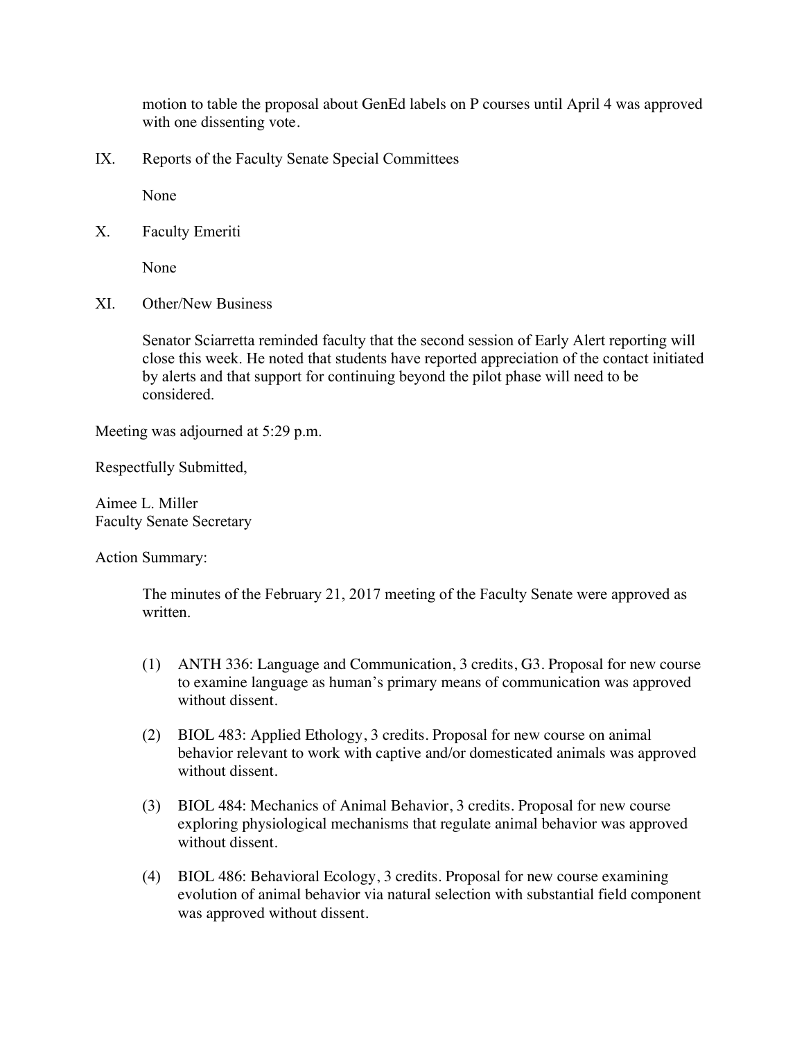motion to table the proposal about GenEd labels on P courses until April 4 was approved with one dissenting vote.

IX. Reports of the Faculty Senate Special Committees

None

X. Faculty Emeriti

None

XI. Other/New Business

Senator Sciarretta reminded faculty that the second session of Early Alert reporting will close this week. He noted that students have reported appreciation of the contact initiated by alerts and that support for continuing beyond the pilot phase will need to be considered.

Meeting was adjourned at 5:29 p.m.

Respectfully Submitted,

Aimee L. Miller
Faculty Senate Secretary

Action Summary:

The minutes of the February 21, 2017 meeting of the Faculty Senate were approved as written.

(1) ANTH 336: Language and Communication, 3 credits, G3. Proposal for new course to examine language as human's primary means of communication was approved without dissent.

(2) BIOL 483: Applied Ethology, 3 credits. Proposal for new course on animal behavior relevant to work with captive and/or domesticated animals was approved without dissent.

(3) BIOL 484: Mechanics of Animal Behavior, 3 credits. Proposal for new course exploring physiological mechanisms that regulate animal behavior was approved without dissent.

(4) BIOL 486: Behavioral Ecology, 3 credits. Proposal for new course examining evolution of animal behavior via natural selection with substantial field component was approved without dissent.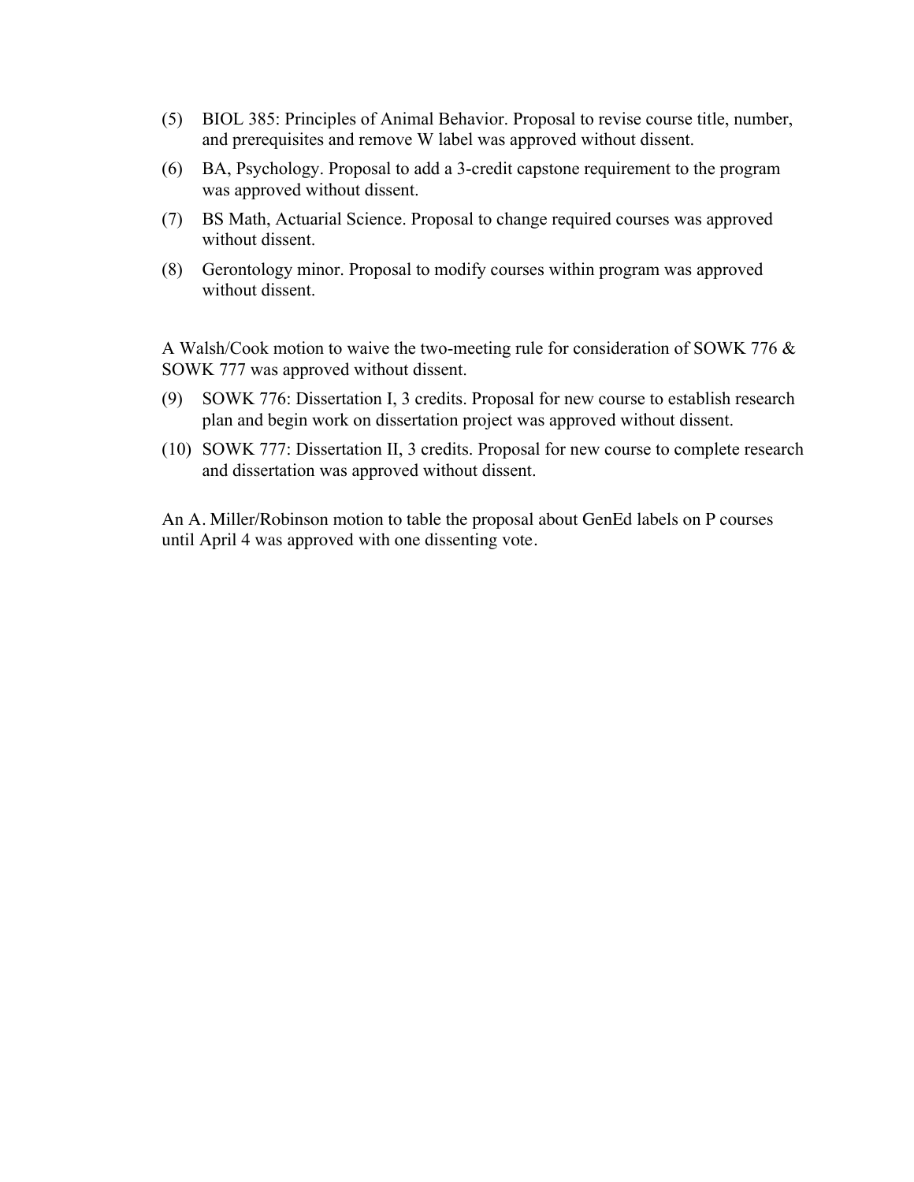(5) BIOL 385: Principles of Animal Behavior. Proposal to revise course title, number, and prerequisites and remove W label was approved without dissent.

(6) BA, Psychology. Proposal to add a 3-credit capstone requirement to the program was approved without dissent.

(7) BS Math, Actuarial Science. Proposal to change required courses was approved without dissent.

(8) Gerontology minor. Proposal to modify courses within program was approved without dissent.

A Walsh/Cook motion to waive the two-meeting rule for consideration of SOWK 776 & SOWK 777 was approved without dissent.

(9) SOWK 776: Dissertation I, 3 credits. Proposal for new course to establish research plan and begin work on dissertation project was approved without dissent.

(10) SOWK 777: Dissertation II, 3 credits. Proposal for new course to complete research and dissertation was approved without dissent.

An A. Miller/Robinson motion to table the proposal about GenEd labels on P courses until April 4 was approved with one dissenting vote.